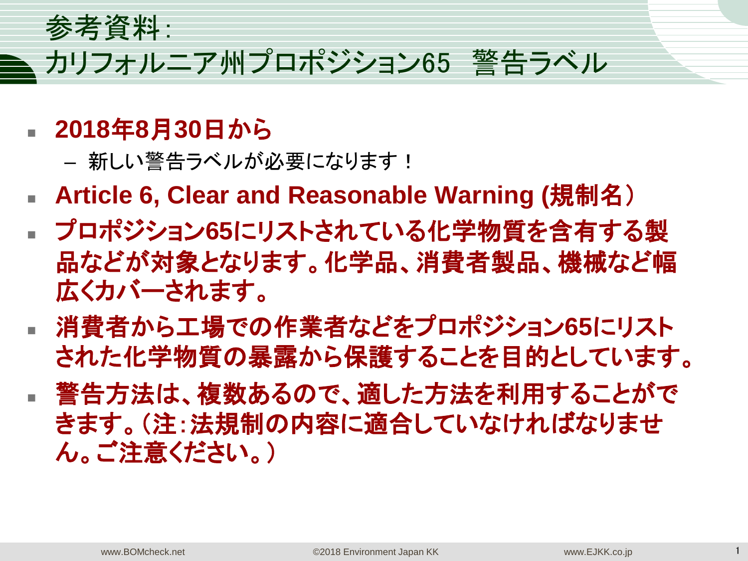# 参考資料:
# カリフォルニア州プロポジション65　警告ラベル

- **2018年8月30日から**
  - 新しい警告ラベルが必要になります！
- **Article 6, Clear and Reasonable Warning (規制名）**
- **プロポジション65にリストされている化学物質を含有する製品などが対象となります。化学品、消費者製品、機械など幅広くカバーされます。**
- **消費者から工場での作業者などをプロポジション65にリストされた化学物質の暴露から保護することを目的としています。**
- **警告方法は、複数あるので、適した方法を利用することができます。（注：法規制の内容に適合していなければなりません。ご注意ください。）**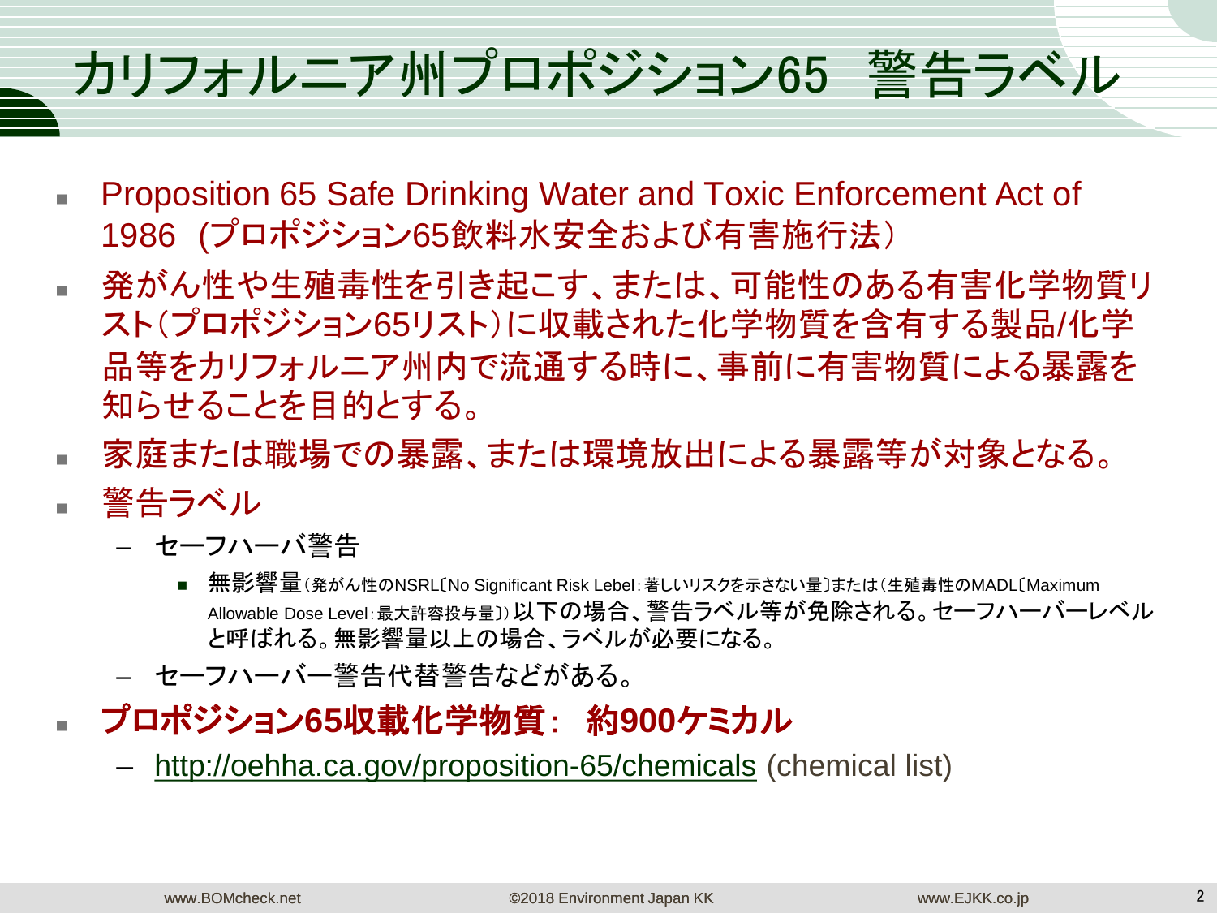# カリフォルニア州プロポジション65　警告ラベル

- Proposition 65 Safe Drinking Water and Toxic Enforcement Act of 1986 (プロポジション65飲料水安全および有害施行法）
- 発がん性や生殖毒性を引き起こす、または、可能性のある有害化学物質リスト（プロポジション65リスト）に収載された化学物質を含有する製品/化学品等をカリフォルニア州内で流通する時に、事前に有害物質による暴露を知らせることを目的とする。
- 家庭または職場での暴露、または環境放出による暴露等が対象となる。
- 警告ラベル
  - セーフハーバ警告
    - 無影響量（発がん性のNSRL〔No Significant Risk Lebel：著しいリスクを示さない量〕または（生殖毒性のMADL〔Maximum Allowable Dose Level：最大許容投与量〕）以下の場合、警告ラベル等が免除される。セーフハーバーレベルと呼ばれる。無影響量以上の場合、ラベルが必要になる。
  - セーフハーバー警告代替警告などがある。
- **プロポジション65収載化学物質：　約900ケミカル**
  - http://oehha.ca.gov/proposition-65/chemicals (chemical list)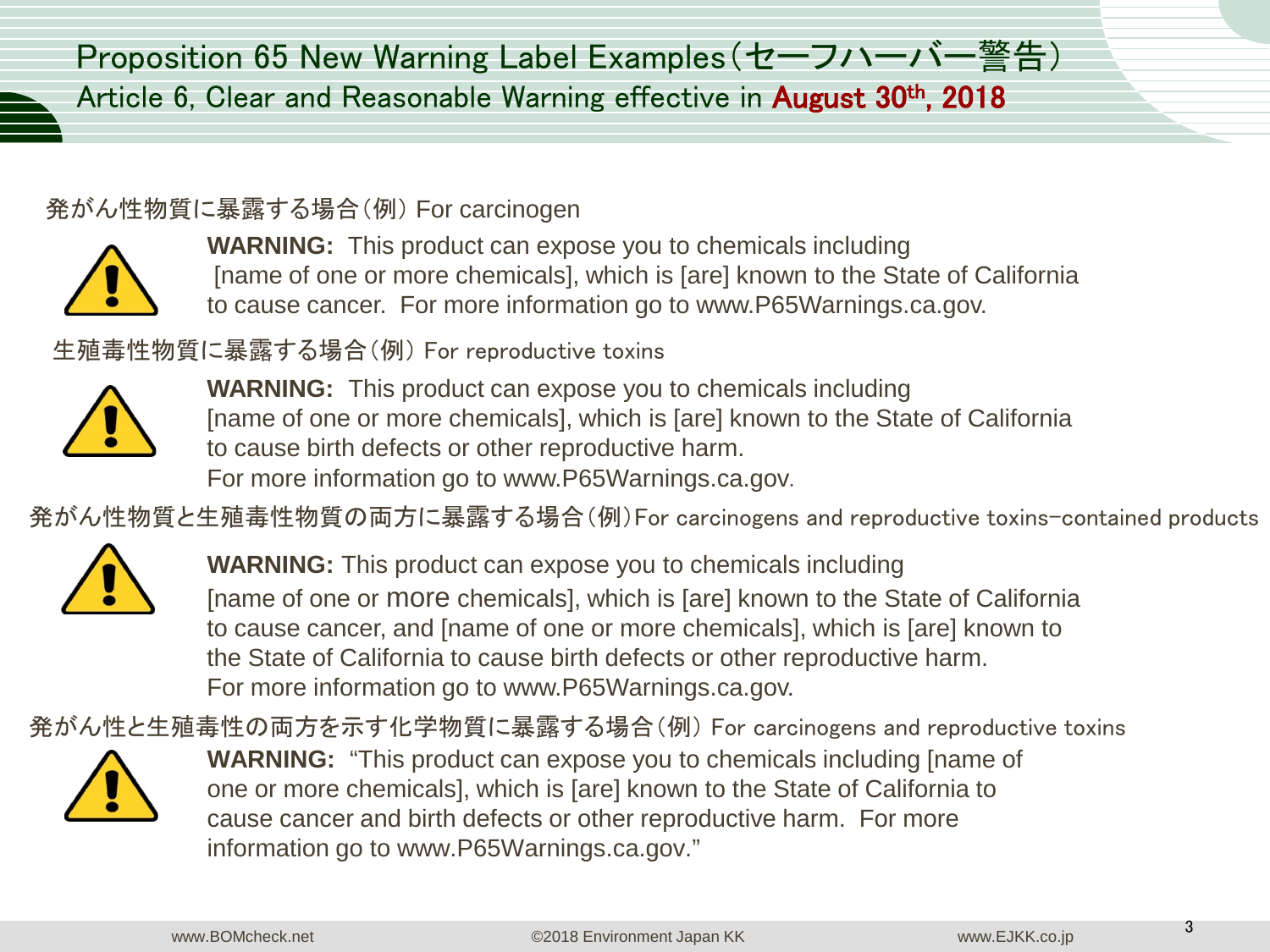# Proposition 65 New Warning Label Examples（セーフハーバー警告）

## Article 6, Clear and Reasonable Warning effective in August 30th, 2018

発がん性物質に暴露する場合（例） For carcinogen

**WARNING:** This product can expose you to chemicals including [name of one or more chemicals], which is [are] known to the State of California to cause cancer. For more information go to www.P65Warnings.ca.gov.

生殖毒性物質に暴露する場合（例） For reproductive toxins

**WARNING:** This product can expose you to chemicals including [name of one or more chemicals], which is [are] known to the State of California to cause birth defects or other reproductive harm. For more information go to www.P65Warnings.ca.gov.

発がん性物質と生殖毒性物質の両方に暴露する場合（例）For carcinogens and reproductive toxins-contained products

**WARNING:** This product can expose you to chemicals including [name of one or more chemicals], which is [are] known to the State of California to cause cancer, and [name of one or more chemicals], which is [are] known to the State of California to cause birth defects or other reproductive harm. For more information go to www.P65Warnings.ca.gov.

発がん性と生殖毒性の両方を示す化学物質に暴露する場合（例） For carcinogens and reproductive toxins

**WARNING:** "This product can expose you to chemicals including [name of one or more chemicals], which is [are] known to the State of California to cause cancer and birth defects or other reproductive harm. For more information go to www.P65Warnings.ca.gov."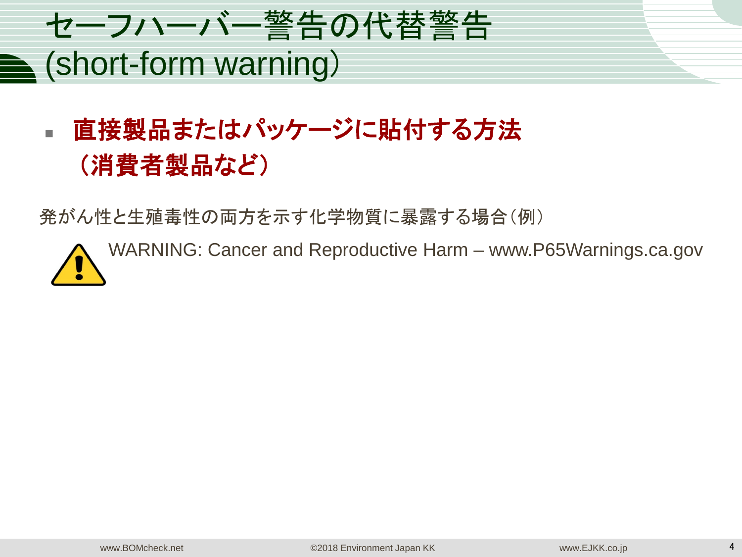# セーフハーバー警告の代替警告 (short-form warning)

- **直接製品またはパッケージに貼付する方法（消費者製品など）**

発がん性と生殖毒性の両方を示す化学物質に暴露する場合（例）

⚠ WARNING: Cancer and Reproductive Harm – www.P65Warnings.ca.gov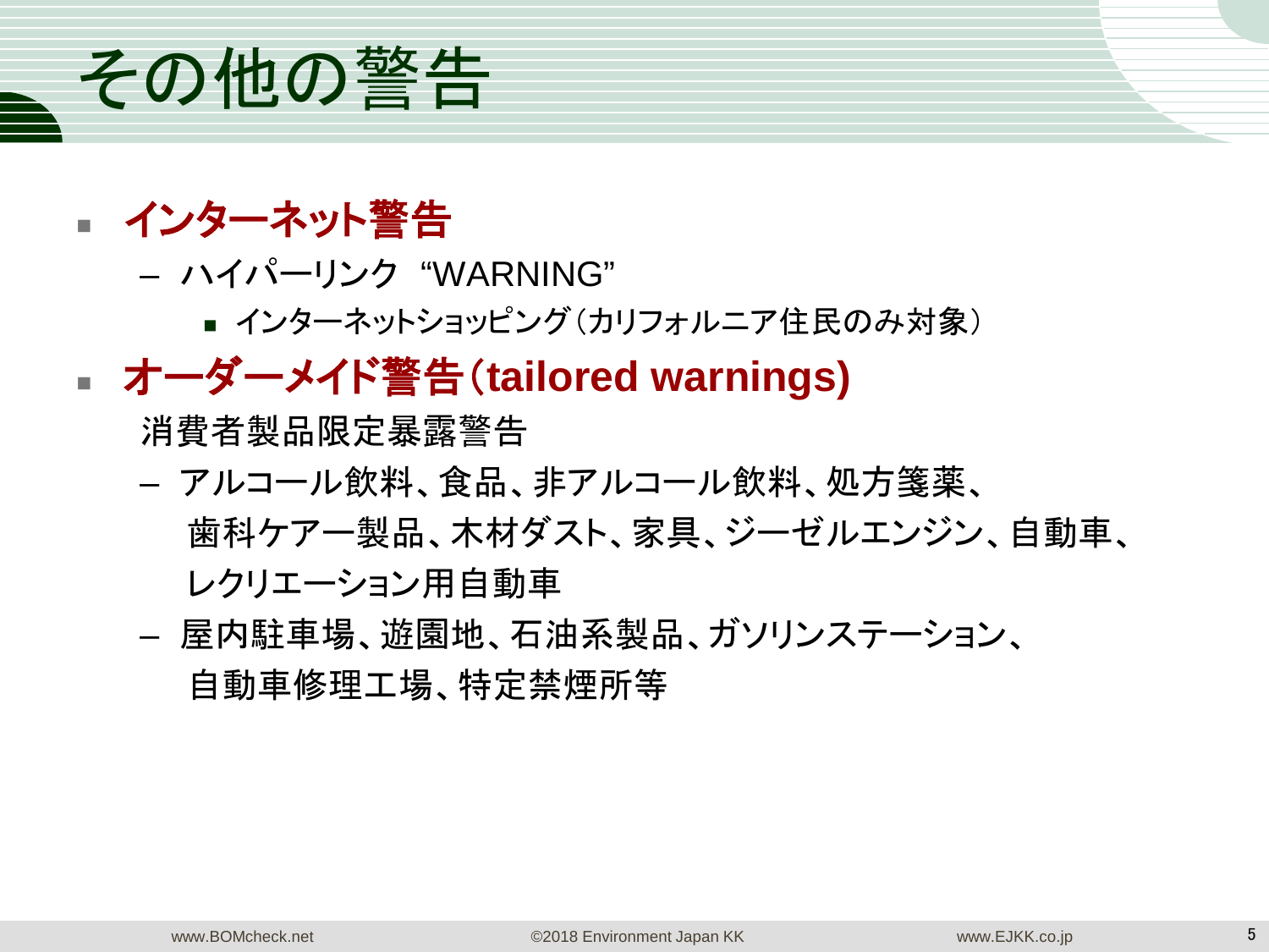# その他の警告

- **インターネット警告**
  - ハイパーリンク “WARNING”
    - インターネットショッピング（カリフォルニア住民のみ対象）
- **オーダーメイド警告（tailored warnings)**

  消費者製品限定暴露警告
  - アルコール飲料、食品、非アルコール飲料、処方箋薬、歯科ケアー製品、木材ダスト、家具、ジーゼルエンジン、自動車、レクリエーション用自動車
  - 屋内駐車場、遊園地、石油系製品、ガソリンステーション、自動車修理工場、特定禁煙所等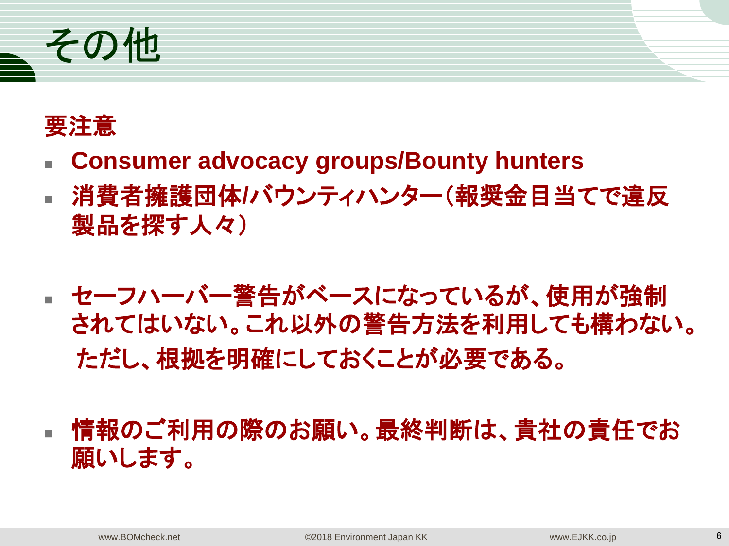# その他

**要注意**

- **Consumer advocacy groups/Bounty hunters**
- **消費者擁護団体/バウンティハンター（報奨金目当てで違反製品を探す人々）**

- **セーフハーバー警告がベースになっているが、使用が強制されてはいない。これ以外の警告方法を利用しても構わない。ただし、根拠を明確にしておくことが必要である。**

- **情報のご利用の際のお願い。最終判断は、貴社の責任でお願いします。**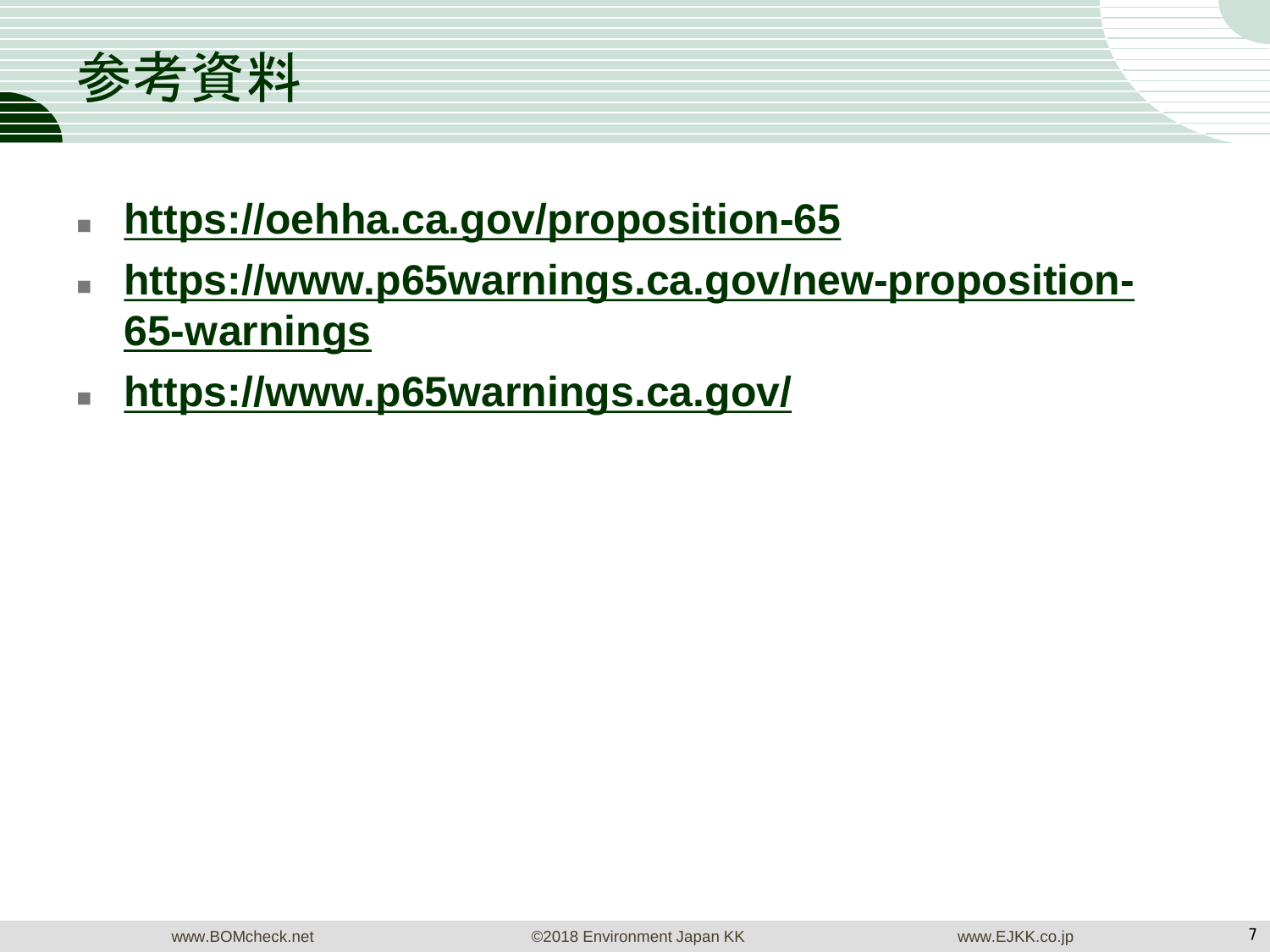# 参考資料

- **https://oehha.ca.gov/proposition-65**
- **https://www.p65warnings.ca.gov/new-proposition-65-warnings**
- **https://www.p65warnings.ca.gov/**